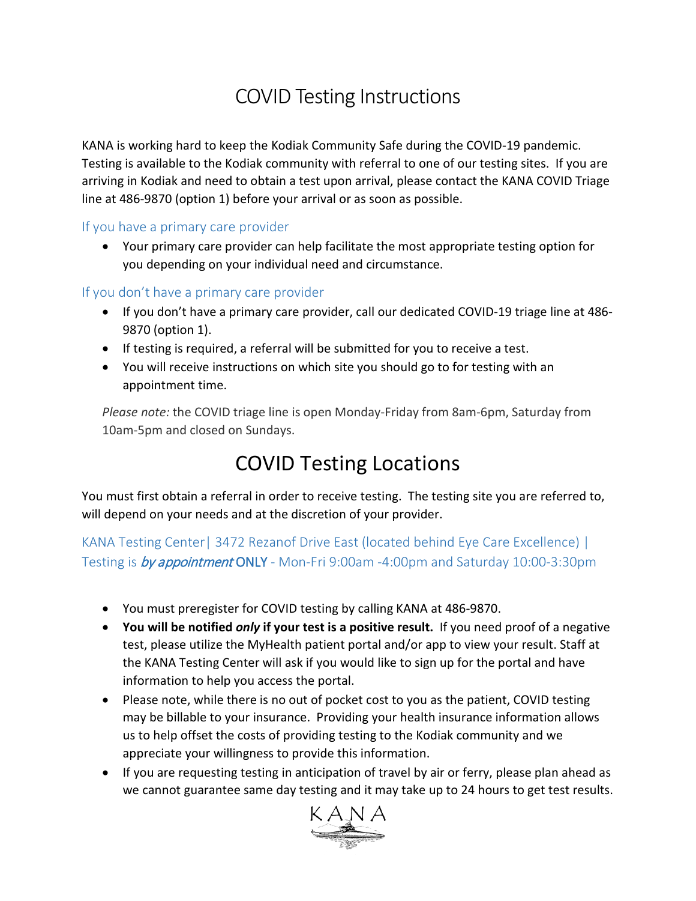# COVID Testing Instructions

KANA is working hard to keep the Kodiak Community Safe during the COVID-19 pandemic. Testing is available to the Kodiak community with referral to one of our testing sites. If you are arriving in Kodiak and need to obtain a test upon arrival, please contact the KANA COVID Triage line at 486-9870 (option 1) before your arrival or as soon as possible.

### If you have a primary care provider

- Your primary care provider can help facilitate the most appropriate testing option for you depending on your individual need and circumstance.

### If you don't have a primary care provider

- If you don't have a primary care provider, call our dedicated COVID-19 triage line at 486-9870 (option 1).
- If testing is required, a referral will be submitted for you to receive a test.
- You will receive instructions on which site you should go to for testing with an appointment time.

*Please note:* the COVID triage line is open Monday-Friday from 8am-6pm, Saturday from 10am-5pm and closed on Sundays.

# COVID Testing Locations

You must first obtain a referral in order to receive testing. The testing site you are referred to, will depend on your needs and at the discretion of your provider.

### KANA Testing Center| 3472 Rezanof Drive East (located behind Eye Care Excellence) | Testing is *by appointment* ONLY - Mon-Fri 9:00am -4:00pm and Saturday 10:00-3:30pm

- You must preregister for COVID testing by calling KANA at 486-9870.
- **You will be notified *only* if your test is a positive result.** If you need proof of a negative test, please utilize the MyHealth patient portal and/or app to view your result. Staff at the KANA Testing Center will ask if you would like to sign up for the portal and have information to help you access the portal.
- Please note, while there is no out of pocket cost to you as the patient, COVID testing may be billable to your insurance. Providing your health insurance information allows us to help offset the costs of providing testing to the Kodiak community and we appreciate your willingness to provide this information.
- If you are requesting testing in anticipation of travel by air or ferry, please plan ahead as we cannot guarantee same day testing and it may take up to 24 hours to get test results.

KANA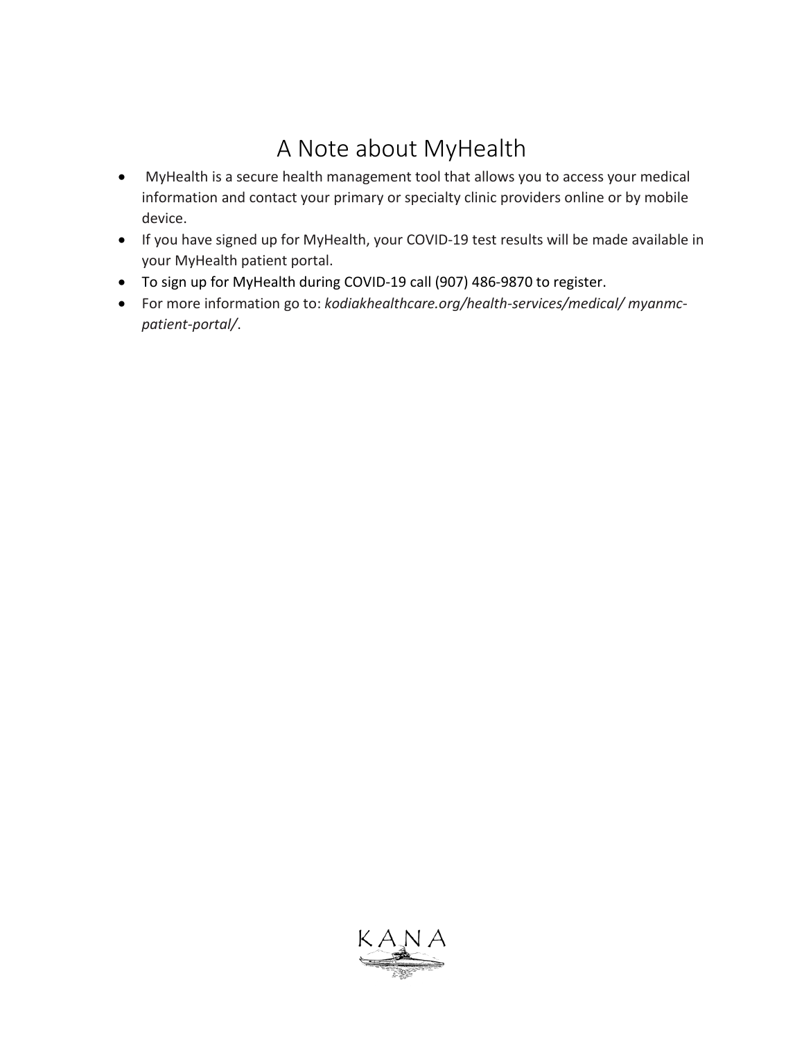# A Note about MyHealth

- MyHealth is a secure health management tool that allows you to access your medical information and contact your primary or specialty clinic providers online or by mobile device.
- If you have signed up for MyHealth, your COVID-19 test results will be made available in your MyHealth patient portal.
- To sign up for MyHealth during COVID-19 call (907) 486-9870 to register.
- For more information go to: *kodiakhealthcare.org/health-services/medical/ myanmc-patient-portal/*.

KANA